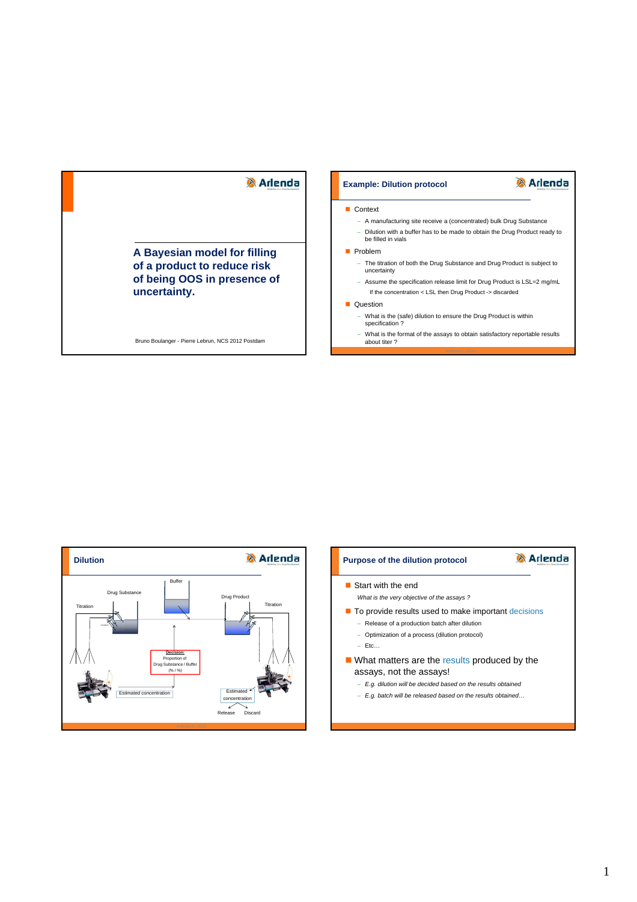# A Bayesian model for filling of a product to reduce risk of being OOS in presence of uncertainty.

Bruno Boulanger - Pierre Lebrun, NCS 2012 Postdam

## Example: Dilution protocol

- Context
  - A manufacturing site receive a (concentrated) bulk Drug Substance
  - Dilution with a buffer has to be made to obtain the Drug Product ready to be filled in vials
- Problem
  - The titration of both the Drug Substance and Drug Product is subject to uncertainty
  - Assume the specification release limit for Drug Product is LSL=2 mg/mL
    
    If the concentration < LSL then Drug Product -> discarded
- Question
  - What is the (safe) dilution to ensure the Drug Product is within specification ?
  - What is the format of the assays to obtain satisfactory reportable results about titer ?

## Dilution

Buffer

Drug Substance

Drug Product

Titration

Titration

**Decision:** Proportion of Drug Substance / Buffer (% / %)

Estimated concentration

Estimated concentration

Release    Discard

## Purpose of the dilution protocol

- Start with the end

  *What is the very objective of the assays ?*
- To provide results used to make important decisions
  - Release of a production batch after dilution
  - Optimization of a process (dilution protocol)
  - Etc…
- What matters are the results produced by the assays, not the assays!
  - *E.g. dilution will be decided based on the results obtained*
  - *E.g. batch will be released based on the results obtained…*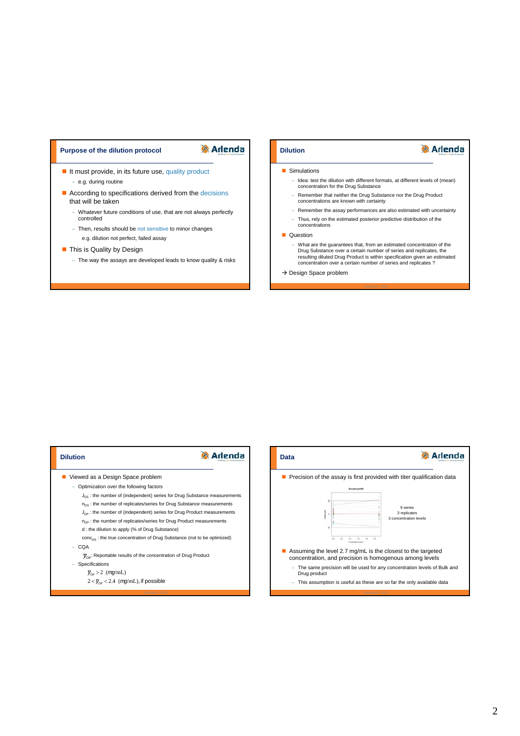## Purpose of the dilution protocol

- It must provide, in its future use, quality product
  - e.g. during routine
- According to specifications derived from the decisions that will be taken
  - Whatever future conditions of use, that are not always perfectly controlled
  - Then, results should be not sensitive to minor changes
    - e.g. dilution not perfect, failed assay
- This is Quality by Design
  - The way the assays are developed leads to know quality & risks

## Dilution

- Simulations
  - Idea: test the dilution with different formats, at different levels of (mean) concentration for the Drug Substance
  - Remember that neither the Drug Substance nor the Drug Product concentrations are known with certainty
  - Remember the assay performances are also estimated with uncertainty
  - Thus, rely on the estimated posterior predictive distribution of the concentrations
- Question
  - What are the guarantees that, from an estimated concentration of the Drug Substance over a certain number of series and replicates, the resulting diluted Drug Product is within specification given an estimated concentration over a certain number of series and replicates ?

→ Design Space problem

## Dilution

- Viewed as a Design Space problem
  - Optimization over the following factors
    - $J_{DS}$ : the number of (independent) series for Drug Substance measurements
    - $n_{DS}$ : the number of replicates/series for Drug Substance measurements
    - $J_{DP}$ : the number of (independent) series for Drug Product measurements
    - $n_{DP}$ : the number of replicates/series for Drug Product measurements
    - d : the dilution to apply (% of Drug Substance)
    - $conc_{DS}$ : the true concentration of Drug Substance (not to be optimized)
  - CQA
    - $\bar{y}_{DP}$: Reportable results of the concentration of Drug Product
  - Specifications
    - $\bar{y}_{DP} > 2 \ \ (mg/\text{mL})$
    - $2 < \bar{y}_{DP} < 2.4 \ \ (mg/\text{mL})$, if possible

## Data

- Precision of the assay is first provided with titer qualification data

9 series
3 replicates
3 concentration levels

- Assuming the level 2.7 mg/mL is the closest to the targeted concentration, and precision is homogenous among levels
  - The same precision will be used for any concentration levels of Bulk and Drug product
  - This assumption is useful as these are so far the only available data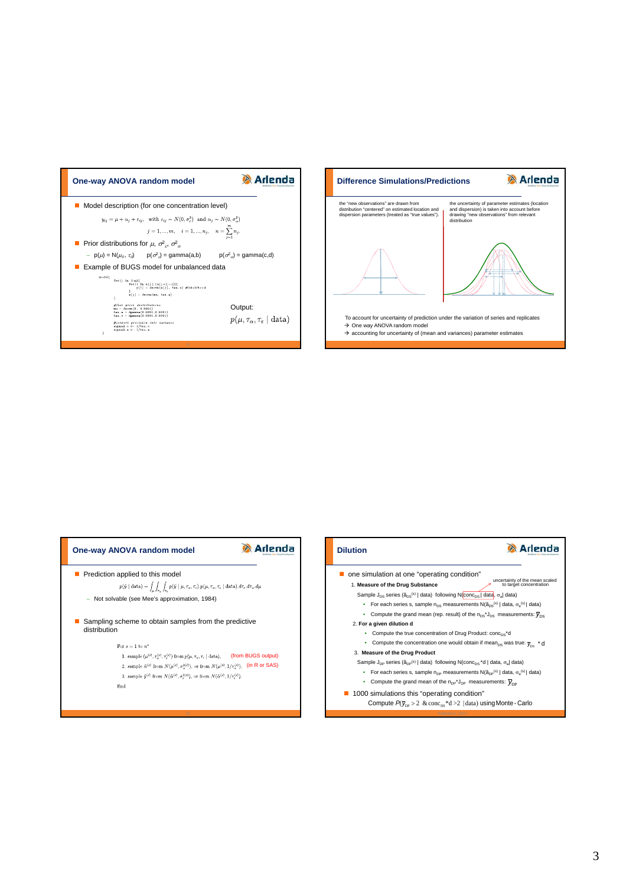## One-way ANOVA random model

- Model description (for one concentration level)

$$y_{ij} = \mu + \alpha_j + \varepsilon_{ij}, \quad \text{with } \varepsilon_{ij} \sim N(0, \sigma_\varepsilon^2) \text{ and } \alpha_j \sim N(0, \sigma_\alpha^2)$$

$$j = 1, ..., m, \quad i = 1, ..., n_j, \quad n = \sum_{j=1}^{m} n_j$$

- Prior distributions for $\mu$, $\sigma^2_\varepsilon$, $\sigma^2_\alpha$
  - $p(\mu) = N(\mu_0, \tau_0)$ $\quad p(\sigma^2_\varepsilon)$ = gamma(a,b) $\quad p(\sigma^2_\alpha)$ = gamma(c,d)
- Example of BUGS model for unbalanced data

```
model{
    for(j in 1:m){
        for(i in n[j]:(n[j+1]-1)){
            y[i] ~ dnorm(a[j], tau.e) #likelihood
        }
        a[j] ~ dnorm(mu, tau.a)
    }
    #flat prior distributions
    mu ~ dnorm(0, 0.0001)
    tau.a ~ dgamma(0.0001,0.0001)
    tau.e ~ dgamma(0.0001,0.0001)

    #convert precision into variance
    sigma2.e <- 1/tau.e
    sigma2.a <- 1/tau.a
}
```

Output:

$$p(\mu, \tau_\alpha, \tau_\varepsilon \mid \text{data})$$

## Difference Simulations/Predictions

the "new observations" are drawn from distribution "centered" on estimated location and dispersion parameters (treated as "true values").

the uncertainty of parameter estimates (location and dispersion) is taken into account before drawing "new observations" from relevant distribution

To account for uncertainty of prediction under the variation of series and replicates

→ One way ANOVA random model

→ accounting for uncertainty of (mean and variances) parameter estimates

## One-way ANOVA random model

- Prediction applied to this model

$$p(\tilde{y} \mid \text{data}) = \int_\mu \int_{\tau_\alpha} \int_{\tau_\varepsilon} p(\tilde{y} \mid \mu, \tau_\alpha, \tau_\varepsilon)\, p(\mu, \tau_\alpha, \tau_\varepsilon \mid \text{data})\, d\tau_\varepsilon\, d\tau_\alpha\, d\mu$$

  - Not solvable (see Mee's approximation, 1984)

- Sampling scheme to obtain samples from the predictive distribution

For $s = 1$ to $n^s$

1. sample $(\mu^{(s)}, \tau_\alpha^{(s)}, \tau_\varepsilon^{(s)})$ from $p(\mu, \tau_\alpha, \tau_\varepsilon \mid \text{data})$, (from BUGS output)
2. sample $\tilde{\alpha}^{(s)}$ from $N(\mu^{(s)}, \sigma_\alpha^{2(s)})$, or from $N(\mu^{(s)}, 1/\tau_\alpha^{(s)})$, (in R or SAS)
3. sample $\tilde{y}^{(s)}$ from $N(\tilde{\alpha}^{(s)}, \sigma_\varepsilon^{2(s)})$, or from $N(\tilde{\alpha}^{(s)}, 1/\tau_\varepsilon^{(s)})$.

End

## Dilution

- one simulation at one "operating condition"
  1. **Measure of the Drug Substance** (uncertainty of the mean scaled to target concentration)
     - Sample $J_{DS}$ series ($\tilde{a}_{DS}^{(s)}$ | data) following N($conc_{DS}$ | data, $\sigma_a$| data)
       - For each series s, sample $n_{DS}$ measurements N($\tilde{a}_{DS}^{(s)}$ | data, $\sigma_e^{(s)}$ | data)
       - Compute the grand mean (rep. result) of the $n_{DS}$*$J_{DS}$ measurements: $\bar{y}_{DS}$
  2. **For a given dilution d**
     - Compute the true concentration of Drug Product: $conc_{DS}$*d
     - Compute the concentration one would obtain if $mean_{DS}$ was true: $\bar{y}_{DS}$ * d
  3. **Measure of the Drug Product**
     - Sample $J_{DP}$ series ($\tilde{a}_{DP}^{(s)}$ | data) following N($conc_{DS}$*d | data, $\sigma_a$| data)
       - For each series s, sample $n_{DP}$ measurements N($\tilde{a}_{DP}^{(s)}$ | data, $\sigma_e^{(s)}$ | data)
       - Compute the grand mean of the $n_{DP}$*$J_{DP}$ measurements: $\bar{y}_{DP}$
- 1000 simulations this "operating condition"

  Compute $P(\bar{y}_{DP} > 2 \;\&\; conc_{DS}*d > 2 \mid \text{data})$ using Monte-Carlo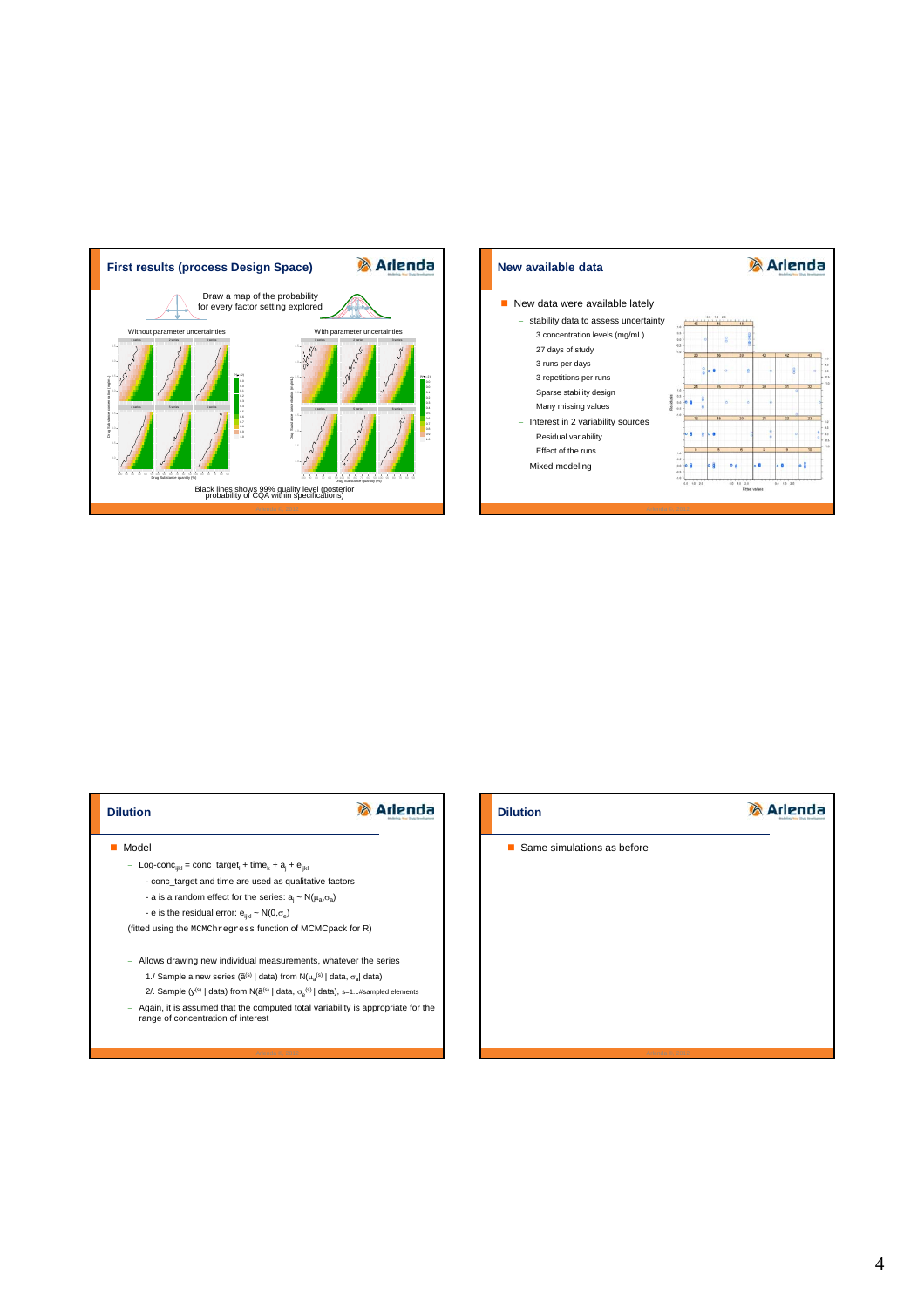## First results (process Design Space)

Draw a map of the probability for every factor setting explored

Without parameter uncertainties

With parameter uncertainties

Black lines shows 99% quality level (posterior probability of CQA within specifications)

## New available data

- New data were available lately
  - stability data to assess uncertainty
    - 3 concentration levels (mg/mL)
    - 27 days of study
    - 3 runs per days
    - 3 repetitions per runs
    - Sparse stability design
    - Many missing values
  - Interest in 2 variability sources
    - Residual variability
    - Effect of the runs
  - Mixed modeling

## Dilution

- Model
  - $\text{Log-conc}_{ijkl} = \text{conc\_target}_i + \text{time}_k + a_j + e_{ijkl}$
    - conc_target and time are used as qualitative factors
    - a is a random effect for the series: $a_j \sim N(\mu_a,\sigma_a)$
    - e is the residual error: $e_{ijkl} \sim N(0,\sigma_e)$

    (fitted using the `MCMChregress` function of MCMCpack for R)

  - Allows drawing new individual measurements, whatever the series
    - 1./ Sample a new series ($\tilde{a}^{(s)}$ | data) from $N(\mu_a^{(s)}$ | data, $\sigma_a$| data)
    - 2/. Sample ($y^{(s)}$ | data) from $N(\tilde{a}^{(s)}$ | data, $\sigma_e^{(s)}$ | data), s=1...#sampled elements
  - Again, it is assumed that the computed total variability is appropriate for the range of concentration of interest

## Dilution

- Same simulations as before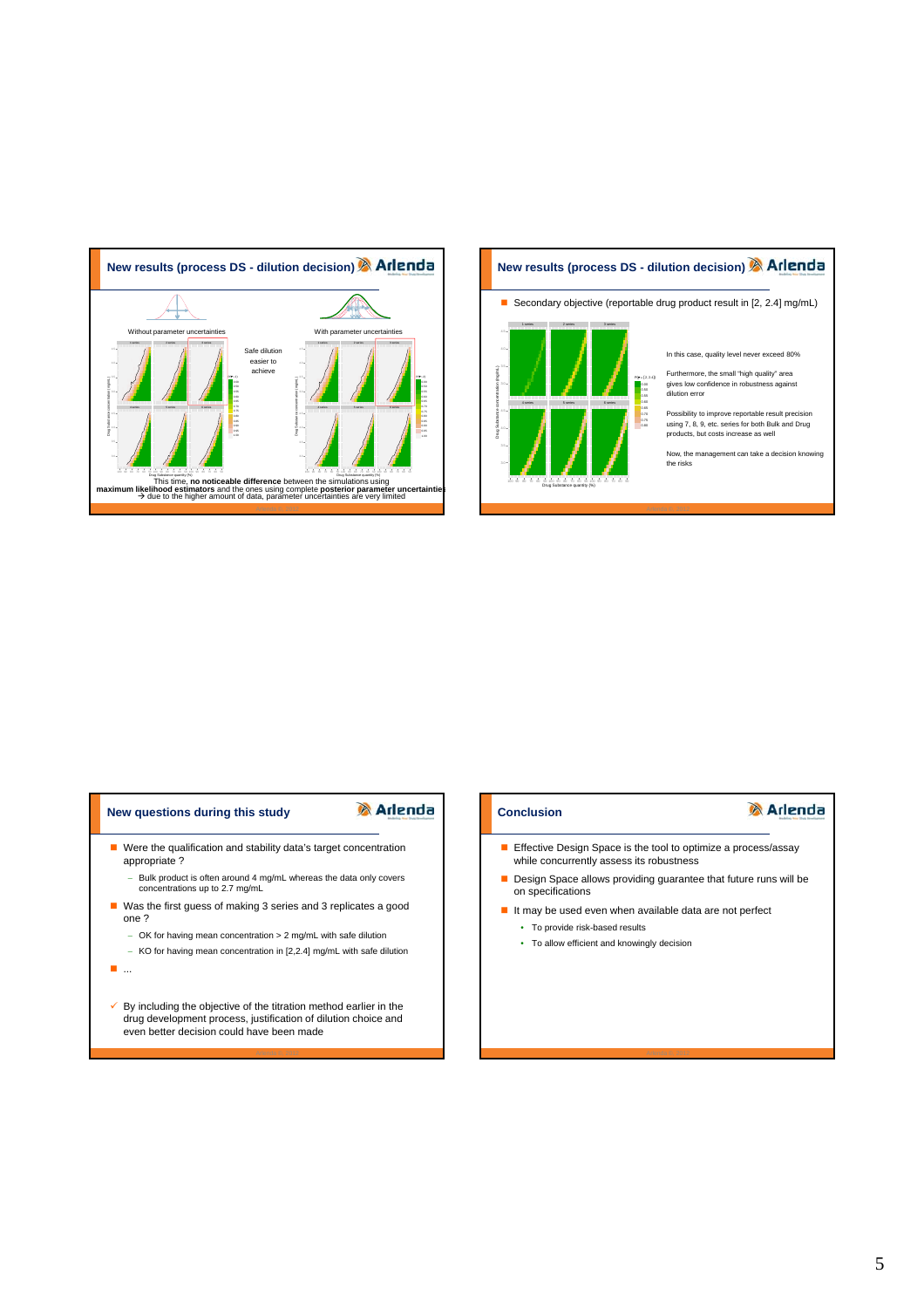## New results (process DS - dilution decision)

Without parameter uncertainties

With parameter uncertainties

Safe dilution easier to achieve

This time, **no noticeable difference** between the simulations using **maximum likelihood estimators** and the ones using complete **posterior parameter uncertainties** → due to the higher amount of data, parameter uncertainties are very limited

## New results (process DS - dilution decision)

- Secondary objective (reportable drug product result in [2, 2.4] mg/mL)

In this case, quality level never exceed 80%

Furthermore, the small "high quality" area gives low confidence in robustness against dilution error

Possibility to improve reportable result precision using 7, 8, 9, etc. series for both Bulk and Drug products, but costs increase as well

Now, the management can take a decision knowing the risks

## New questions during this study

- Were the qualification and stability data's target concentration appropriate ?
  - Bulk product is often around 4 mg/mL whereas the data only covers concentrations up to 2.7 mg/mL
- Was the first guess of making 3 series and 3 replicates a good one ?
  - OK for having mean concentration > 2 mg/mL with safe dilution
  - KO for having mean concentration in [2,2.4] mg/mL with safe dilution
- ...

✓ By including the objective of the titration method earlier in the drug development process, justification of dilution choice and even better decision could have been made

## Conclusion

- Effective Design Space is the tool to optimize a process/assay while concurrently assess its robustness
- Design Space allows providing guarantee that future runs will be on specifications
- It may be used even when available data are not perfect
  - To provide risk-based results
  - To allow efficient and knowingly decision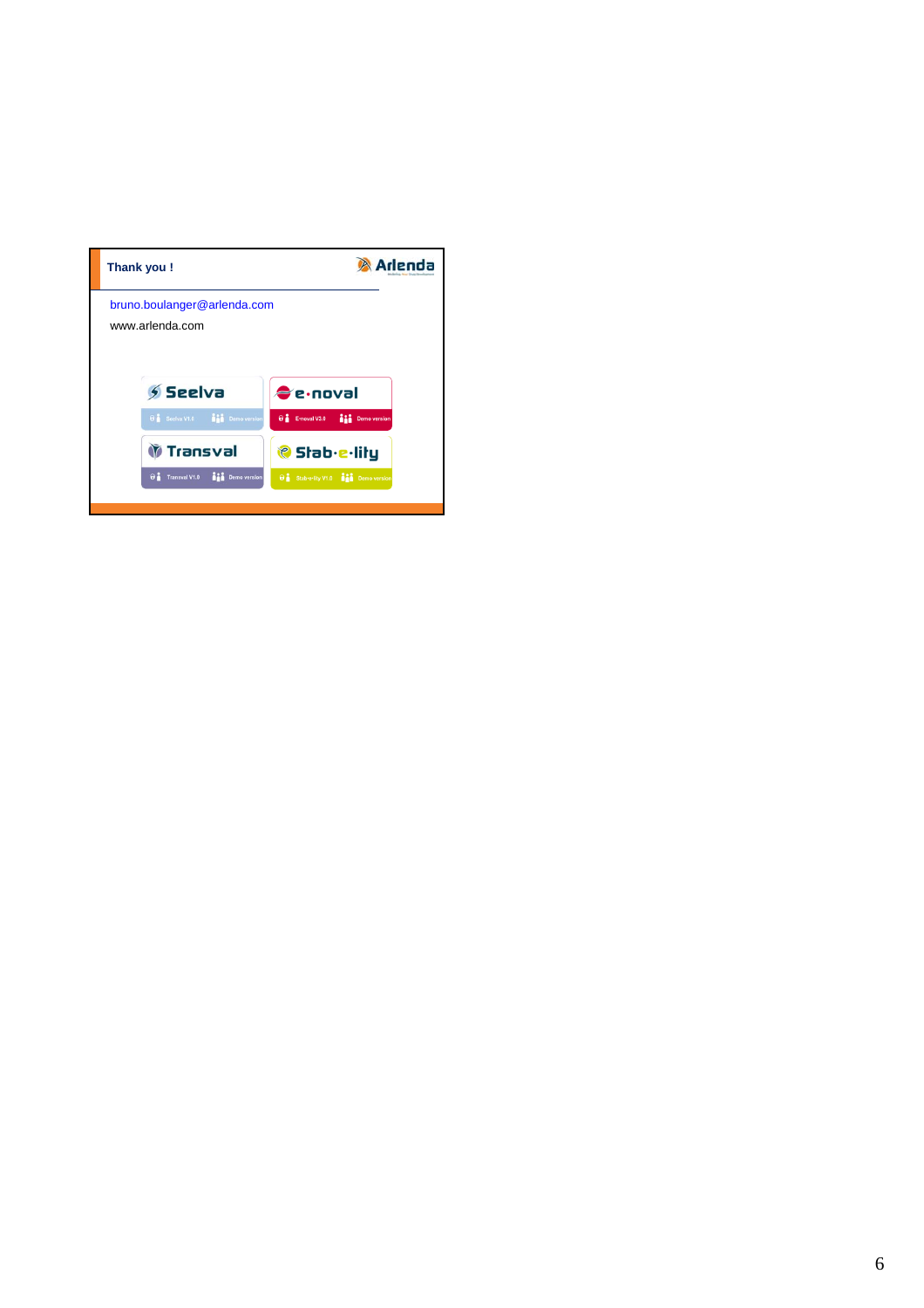## Thank you !

bruno.boulanger@arlenda.com

www.arlenda.com

Seelva — Seelva V1.0 — Demo version

e·noval — E-noval V2.0 — Demo version

Transval — Transval V1.0 — Demo version

Stab·e·lity — Stab-e-lity V1.0 — Demo version